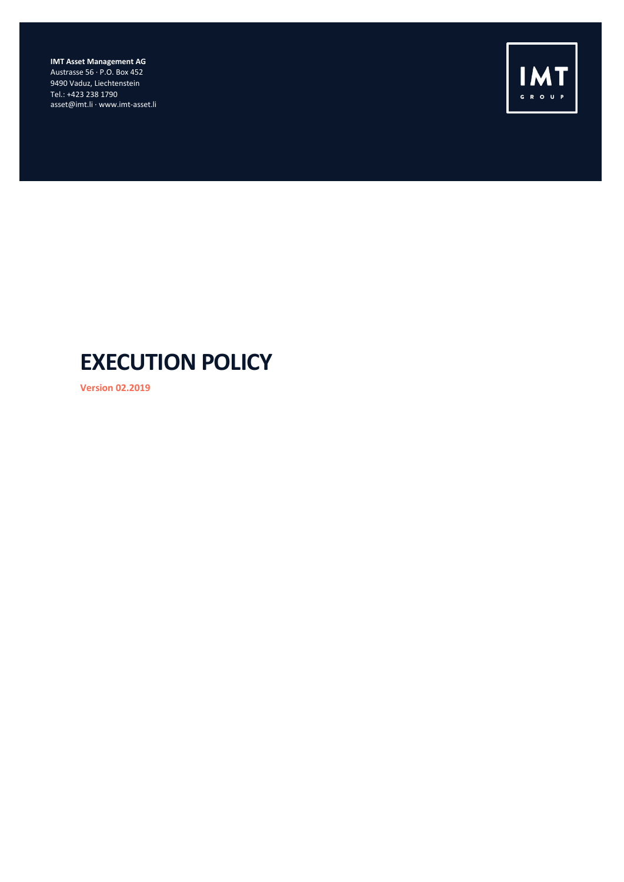**IMT Asset Management AG**
Austrasse 56 · P.O. Box 452
9490 Vaduz, Liechtenstein
Tel.: +423 238 1790
asset@imt.li · www.imt-asset.li

IMT
GROUP

# EXECUTION POLICY

**Version 02.2019**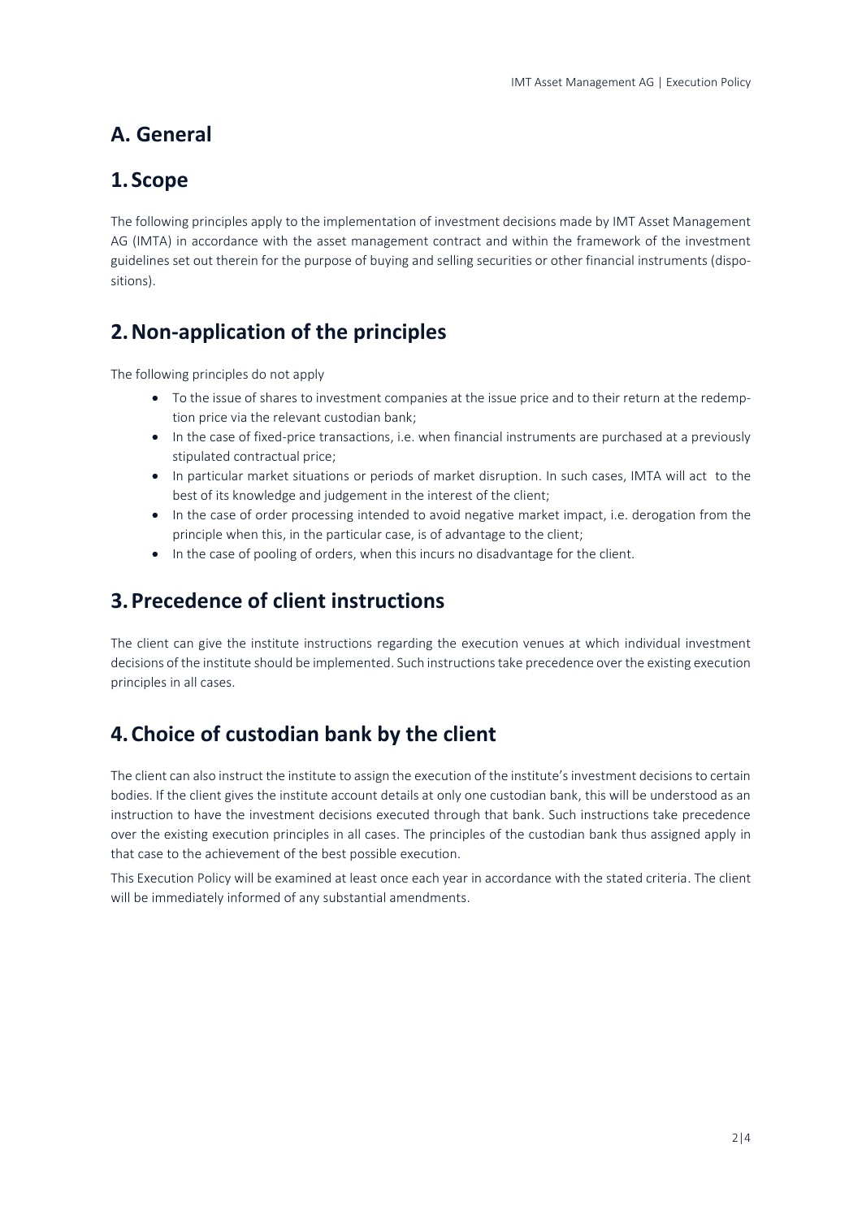# A. General

## 1. Scope

The following principles apply to the implementation of investment decisions made by IMT Asset Management AG (IMTA) in accordance with the asset management contract and within the framework of the investment guidelines set out therein for the purpose of buying and selling securities or other financial instruments (dispositions).

## 2. Non-application of the principles

The following principles do not apply

- To the issue of shares to investment companies at the issue price and to their return at the redemption price via the relevant custodian bank;
- In the case of fixed-price transactions, i.e. when financial instruments are purchased at a previously stipulated contractual price;
- In particular market situations or periods of market disruption. In such cases, IMTA will act to the best of its knowledge and judgement in the interest of the client;
- In the case of order processing intended to avoid negative market impact, i.e. derogation from the principle when this, in the particular case, is of advantage to the client;
- In the case of pooling of orders, when this incurs no disadvantage for the client.

## 3. Precedence of client instructions

The client can give the institute instructions regarding the execution venues at which individual investment decisions of the institute should be implemented. Such instructions take precedence over the existing execution principles in all cases.

## 4. Choice of custodian bank by the client

The client can also instruct the institute to assign the execution of the institute's investment decisions to certain bodies. If the client gives the institute account details at only one custodian bank, this will be understood as an instruction to have the investment decisions executed through that bank. Such instructions take precedence over the existing execution principles in all cases. The principles of the custodian bank thus assigned apply in that case to the achievement of the best possible execution.

This Execution Policy will be examined at least once each year in accordance with the stated criteria. The client will be immediately informed of any substantial amendments.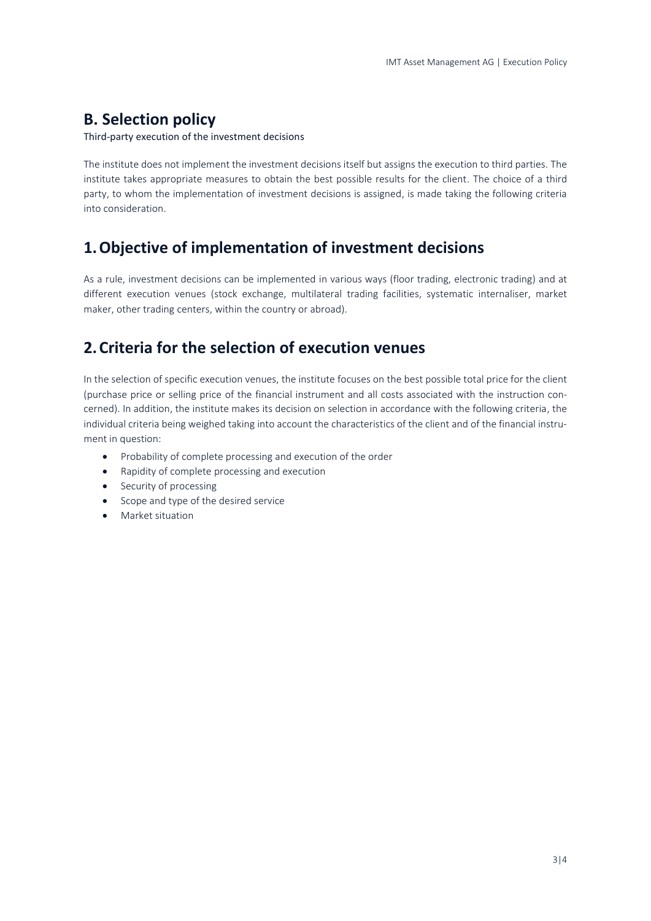## B. Selection policy

Third-party execution of the investment decisions

The institute does not implement the investment decisions itself but assigns the execution to third parties. The institute takes appropriate measures to obtain the best possible results for the client. The choice of a third party, to whom the implementation of investment decisions is assigned, is made taking the following criteria into consideration.

## 1. Objective of implementation of investment decisions

As a rule, investment decisions can be implemented in various ways (floor trading, electronic trading) and at different execution venues (stock exchange, multilateral trading facilities, systematic internaliser, market maker, other trading centers, within the country or abroad).

## 2. Criteria for the selection of execution venues

In the selection of specific execution venues, the institute focuses on the best possible total price for the client (purchase price or selling price of the financial instrument and all costs associated with the instruction concerned). In addition, the institute makes its decision on selection in accordance with the following criteria, the individual criteria being weighed taking into account the characteristics of the client and of the financial instrument in question:

- Probability of complete processing and execution of the order
- Rapidity of complete processing and execution
- Security of processing
- Scope and type of the desired service
- Market situation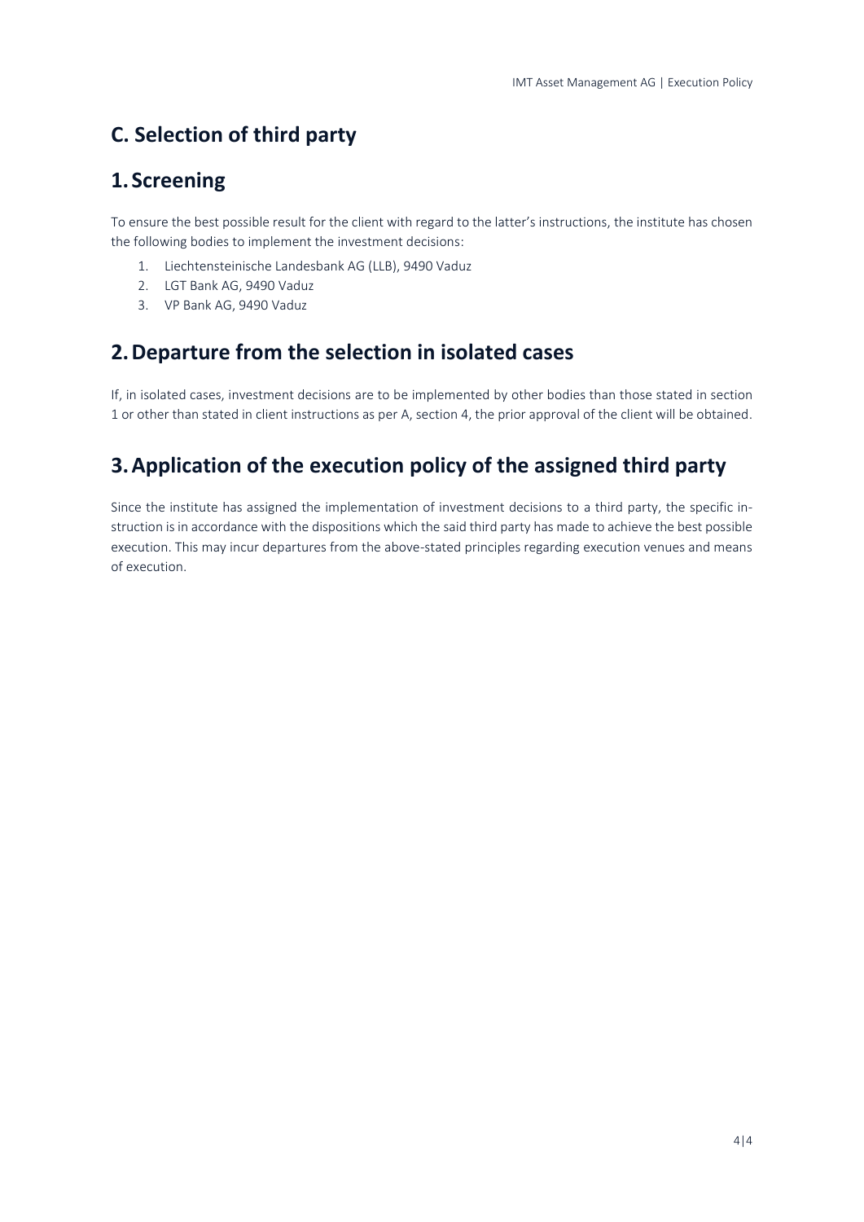# C. Selection of third party

## 1. Screening

To ensure the best possible result for the client with regard to the latter's instructions, the institute has chosen the following bodies to implement the investment decisions:

1. Liechtensteinische Landesbank AG (LLB), 9490 Vaduz
2. LGT Bank AG, 9490 Vaduz
3. VP Bank AG, 9490 Vaduz

## 2. Departure from the selection in isolated cases

If, in isolated cases, investment decisions are to be implemented by other bodies than those stated in section 1 or other than stated in client instructions as per A, section 4, the prior approval of the client will be obtained.

## 3. Application of the execution policy of the assigned third party

Since the institute has assigned the implementation of investment decisions to a third party, the specific instruction is in accordance with the dispositions which the said third party has made to achieve the best possible execution. This may incur departures from the above-stated principles regarding execution venues and means of execution.